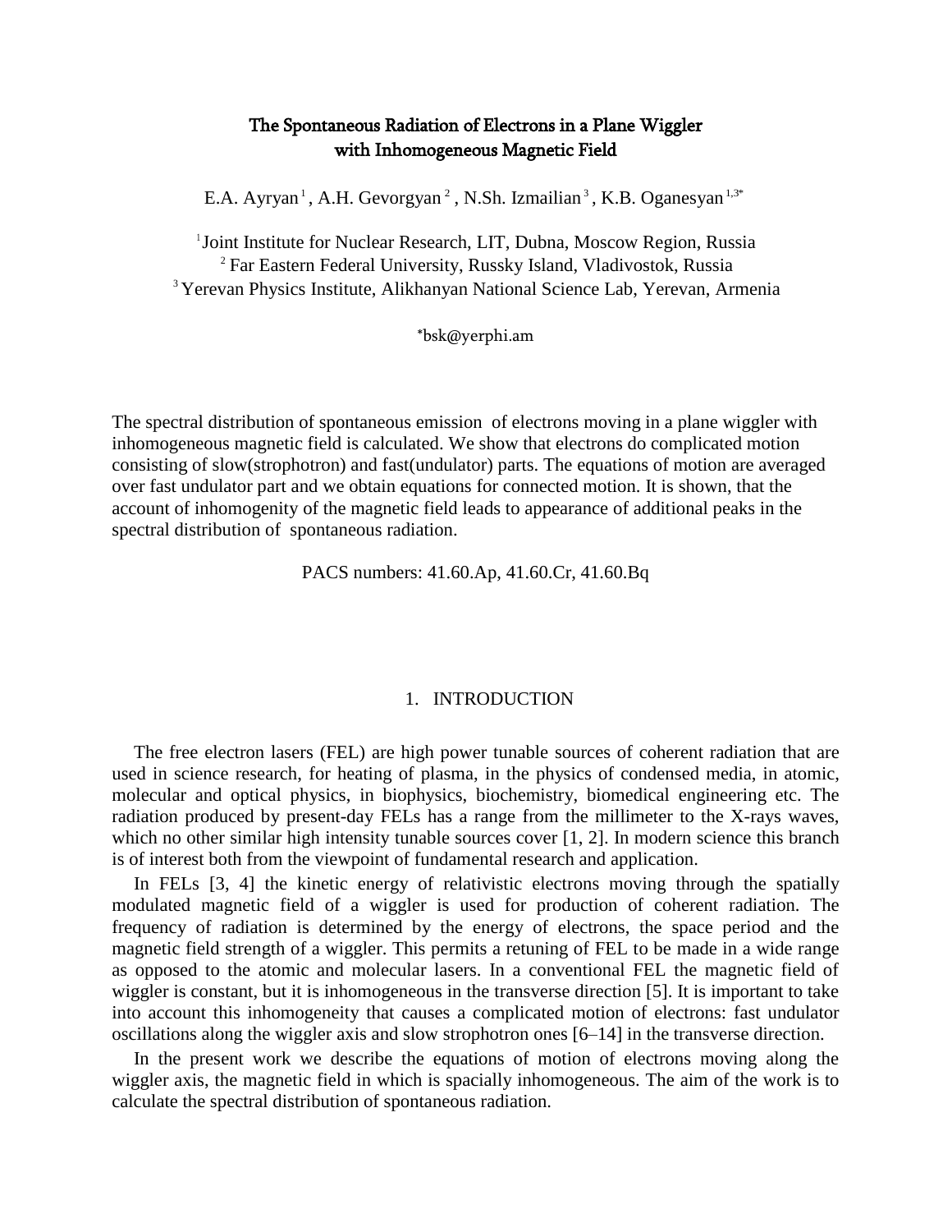# The Spontaneous Radiation of Electrons in a Plane Wiggler with Inhomogeneous Magnetic Field

E.A. Ayryan [1], A.H. Gevorgyan [2], N.Sh. Izmailian [3], K.B. Oganesyan [1,3*]

[1] Joint Institute for Nuclear Research, LIT, Dubna, Moscow Region, Russia
[2] Far Eastern Federal University, Russky Island, Vladivostok, Russia
[3] Yerevan Physics Institute, Alikhanyan National Science Lab, Yerevan, Armenia

*bsk@yerphi.am

The spectral distribution of spontaneous emission of electrons moving in a plane wiggler with inhomogeneous magnetic field is calculated. We show that electrons do complicated motion consisting of slow(strophotron) and fast(undulator) parts. The equations of motion are averaged over fast undulator part and we obtain equations for connected motion. It is shown, that the account of inhomogenity of the magnetic field leads to appearance of additional peaks in the spectral distribution of spontaneous radiation.

PACS numbers: 41.60.Ap, 41.60.Cr, 41.60.Bq

## 1. INTRODUCTION

The free electron lasers (FEL) are high power tunable sources of coherent radiation that are used in science research, for heating of plasma, in the physics of condensed media, in atomic, molecular and optical physics, in biophysics, biochemistry, biomedical engineering etc. The radiation produced by present-day FELs has a range from the millimeter to the X-rays waves, which no other similar high intensity tunable sources cover [1, 2]. In modern science this branch is of interest both from the viewpoint of fundamental research and application.

In FELs [3, 4] the kinetic energy of relativistic electrons moving through the spatially modulated magnetic field of a wiggler is used for production of coherent radiation. The frequency of radiation is determined by the energy of electrons, the space period and the magnetic field strength of a wiggler. This permits a retuning of FEL to be made in a wide range as opposed to the atomic and molecular lasers. In a conventional FEL the magnetic field of wiggler is constant, but it is inhomogeneous in the transverse direction [5]. It is important to take into account this inhomogeneity that causes a complicated motion of electrons: fast undulator oscillations along the wiggler axis and slow strophotron ones [6–14] in the transverse direction.

In the present work we describe the equations of motion of electrons moving along the wiggler axis, the magnetic field in which is spacially inhomogeneous. The aim of the work is to calculate the spectral distribution of spontaneous radiation.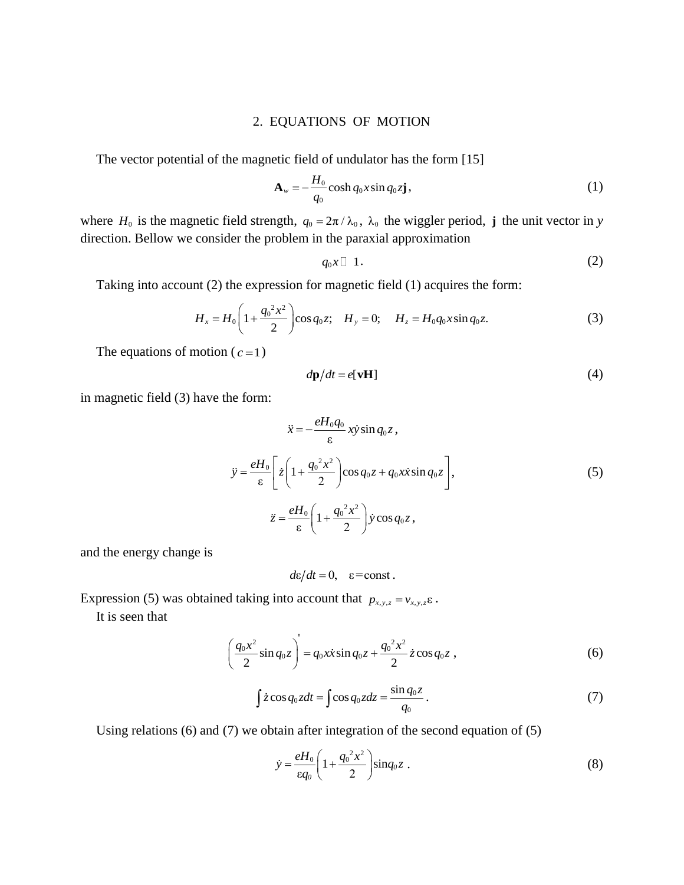## 2. EQUATIONS OF MOTION

The vector potential of the magnetic field of undulator has the form [15]

$$\mathbf{A}_w = -\frac{H_0}{q_0}\cosh q_0 x \sin q_0 z \mathbf{j}, \tag{1}$$

where $H_0$ is the magnetic field strength, $q_0 = 2\pi/\lambda_0$, $\lambda_0$ the wiggler period, $\mathbf{j}$ the unit vector in $y$ direction. Bellow we consider the problem in the paraxial approximation

$$q_0 x \ll 1. \tag{2}$$

Taking into account (2) the expression for magnetic field (1) acquires the form:

$$H_x = H_0\left(1 + \frac{q_0{}^2 x^2}{2}\right)\cos q_0 z; \quad H_y = 0; \quad H_z = H_0 q_0 x \sin q_0 z. \tag{3}$$

The equations of motion ($c = 1$)

$$d\mathbf{p}/dt = e[\mathbf{vH}] \tag{4}$$

in magnetic field (3) have the form:

$$\ddot{x} = -\frac{eH_0 q_0}{\varepsilon} x\dot{y}\sin q_0 z,$$

$$\ddot{y} = \frac{eH_0}{\varepsilon}\left[\dot{z}\left(1 + \frac{q_0{}^2 x^2}{2}\right)\cos q_0 z + q_0 x\dot{x}\sin q_0 z\right], \tag{5}$$

$$\ddot{z} = \frac{eH_0}{\varepsilon}\left(1 + \frac{q_0{}^2 x^2}{2}\right)\dot{y}\cos q_0 z,$$

and the energy change is

$$d\varepsilon/dt = 0, \quad \varepsilon = \text{const}.$$

Expression (5) was obtained taking into account that $p_{x,y,z} = v_{x,y,z}\varepsilon$.

It is seen that

$$\left(\frac{q_0 x^2}{2}\sin q_0 z\right)' = q_0 x\dot{x}\sin q_0 z + \frac{q_0{}^2 x^2}{2}\dot{z}\cos q_0 z, \tag{6}$$

$$\int \dot{z}\cos q_0 z dt = \int \cos q_0 z dz = \frac{\sin q_0 z}{q_0}. \tag{7}$$

Using relations (6) and (7) we obtain after integration of the second equation of (5)

$$\dot{y} = \frac{eH_0}{\varepsilon q_0}\left(1 + \frac{q_0{}^2 x^2}{2}\right)\sin q_0 z. \tag{8}$$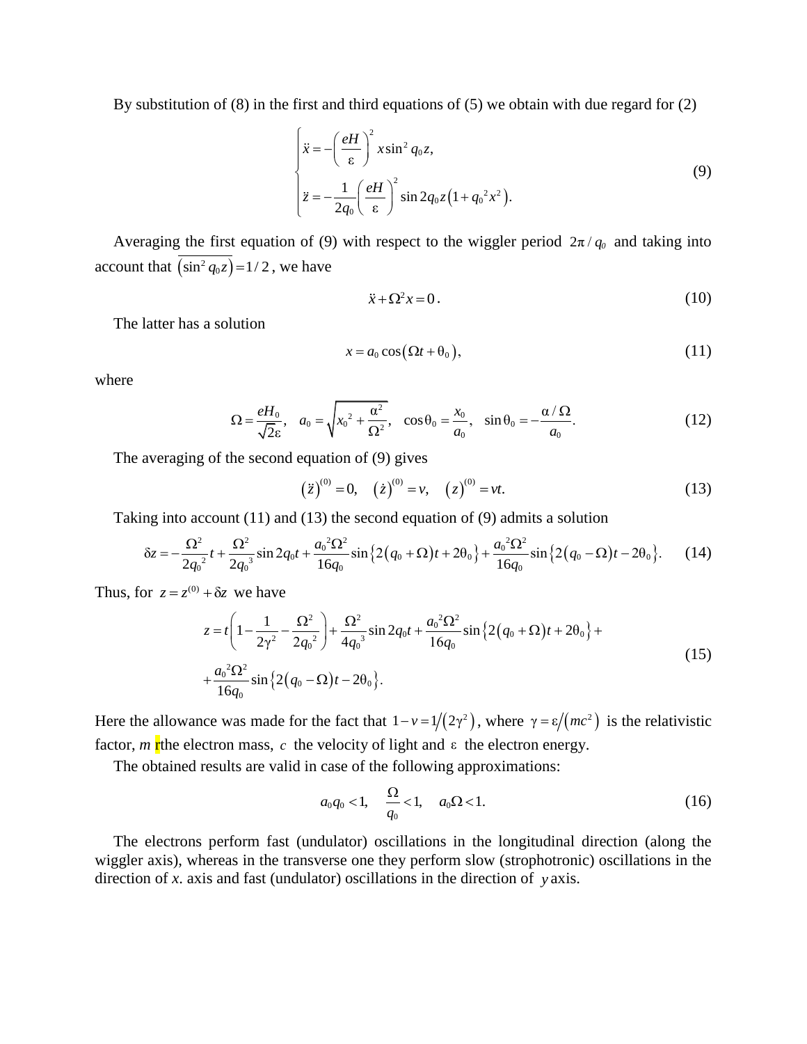By substitution of (8) in the first and third equations of (5) we obtain with due regard for (2)

$$
\begin{cases}
\ddot{x} = -\left(\dfrac{eH}{\varepsilon}\right)^2 x \sin^2 q_0 z, \\
\ddot{z} = -\dfrac{1}{2q_0}\left(\dfrac{eH}{\varepsilon}\right)^2 \sin 2q_0 z \left(1 + q_0{}^2 x^2\right).
\end{cases}
\tag{9}
$$

Averaging the first equation of (9) with respect to the wiggler period $2\pi / q_0$ and taking into account that $\overline{\left(\sin^2 q_0 z\right)} = 1/2$, we have

$$
\ddot{x} + \Omega^2 x = 0. \tag{10}
$$

The latter has a solution

$$
x = a_0 \cos\left(\Omega t + \theta_0\right), \tag{11}
$$

where

$$
\Omega = \frac{eH_0}{\sqrt{2}\varepsilon}, \quad a_0 = \sqrt{x_0{}^2 + \frac{\alpha^2}{\Omega^2}}, \quad \cos\theta_0 = \frac{x_0}{a_0}, \quad \sin\theta_0 = -\frac{\alpha / \Omega}{a_0}. \tag{12}
$$

The averaging of the second equation of (9) gives

$$
\left(\ddot{z}\right)^{(0)} = 0, \quad \left(\dot{z}\right)^{(0)} = v, \quad \left(z\right)^{(0)} = vt. \tag{13}
$$

Taking into account (11) and (13) the second equation of (9) admits a solution

$$
\delta z = -\frac{\Omega^2}{2q_0{}^2} t + \frac{\Omega^2}{2q_0{}^3} \sin 2q_0 t + \frac{a_0{}^2 \Omega^2}{16 q_0} \sin\left\{2\left(q_0 + \Omega\right)t + 2\theta_0\right\} + \frac{a_0{}^2 \Omega^2}{16 q_0} \sin\left\{2\left(q_0 - \Omega\right)t - 2\theta_0\right\}. \tag{14}
$$

Thus, for $z = z^{(0)} + \delta z$ we have

$$
\begin{aligned}
z = {} & t\left(1 - \frac{1}{2\gamma^2} - \frac{\Omega^2}{2q_0{}^2}\right) + \frac{\Omega^2}{4q_0{}^3} \sin 2q_0 t + \frac{a_0{}^2 \Omega^2}{16 q_0} \sin\left\{2\left(q_0 + \Omega\right)t + 2\theta_0\right\} + \\
& + \frac{a_0{}^2 \Omega^2}{16 q_0} \sin\left\{2\left(q_0 - \Omega\right)t - 2\theta_0\right\}.
\end{aligned}
\tag{15}
$$

Here the allowance was made for the fact that $1 - v = 1/\left(2\gamma^2\right)$, where $\gamma = \varepsilon/\left(mc^2\right)$ is the relativistic factor, $m$ rthe electron mass, $c$ the velocity of light and $\varepsilon$ the electron energy.

The obtained results are valid in case of the following approximations:

$$
a_0 q_0 < 1, \quad \frac{\Omega}{q_0} < 1, \quad a_0 \Omega < 1. \tag{16}
$$

The electrons perform fast (undulator) oscillations in the longitudinal direction (along the wiggler axis), whereas in the transverse one they perform slow (strophotronic) oscillations in the direction of *x.* axis and fast (undulator) oscillations in the direction of $y$ axis.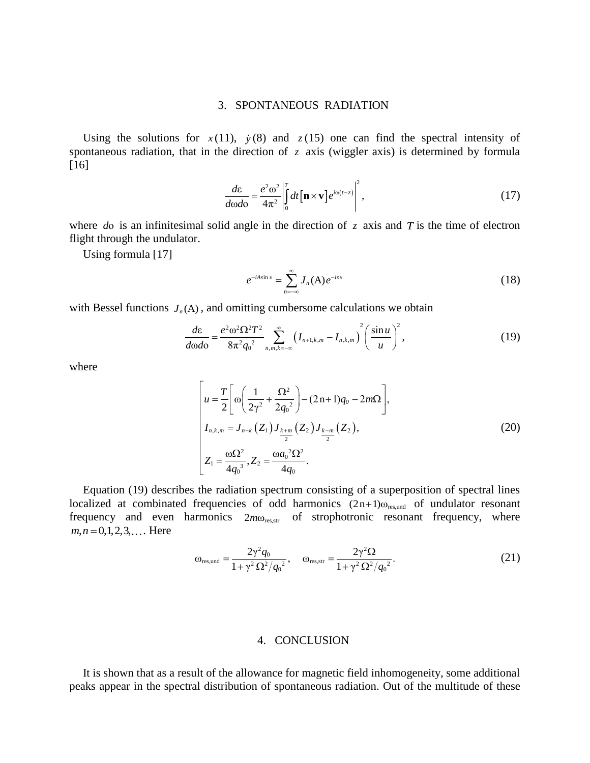## 3. SPONTANEOUS RADIATION

Using the solutions for $x$(11), $\dot{y}$(8) and $z$(15) one can find the spectral intensity of spontaneous radiation, that in the direction of $z$ axis (wiggler axis) is determined by formula [16]

$$\frac{d\varepsilon}{d\omega do} = \frac{e^2\omega^2}{4\pi^2}\left|\int_0^T dt\left[\mathbf{n}\times\mathbf{v}\right]e^{i\omega(t-z)}\right|^2, \tag{17}$$

where $do$ is an infinitesimal solid angle in the direction of $z$ axis and $T$ is the time of electron flight through the undulator.

Using formula [17]

$$e^{-iA\sin x} = \sum_{n=-\infty}^{\infty} J_n(\mathrm{A})e^{-inx} \tag{18}$$

with Bessel functions $J_n(\mathrm{A})$, and omitting cumbersome calculations we obtain

$$\frac{d\varepsilon}{d\omega do} = \frac{e^2\omega^2\Omega^2T^2}{8\pi^2 q_0{}^2}\sum_{n,m,k=-\infty}^{\infty}\left(I_{n+1,k,m} - I_{n,k,m}\right)^2\left(\frac{\sin u}{u}\right)^2, \tag{19}$$

where

$$\left[\begin{array}{l} u = \dfrac{T}{2}\left[\omega\left(\dfrac{1}{2\gamma^2} + \dfrac{\Omega^2}{2q_0{}^2}\right) - (2\mathrm{n}+1)q_0 - 2m\Omega\right], \\ I_{n,k,m} = J_{n-k}\left(Z_1\right)J_{\frac{k+m}{2}}\left(Z_2\right)J_{\frac{k-m}{2}}\left(Z_2\right), \\ Z_1 = \dfrac{\omega\Omega^2}{4q_0{}^3}, Z_2 = \dfrac{\omega a_0{}^2\Omega^2}{4q_0}. \end{array}\right. \tag{20}$$

Equation (19) describes the radiation spectrum consisting of a superposition of spectral lines localized at combinated frequencies of odd harmonics $(2\mathrm{n}+1)\omega_{\mathrm{res,und}}$ of undulator resonant frequency and even harmonics $2m\omega_{\mathrm{res,str}}$ of strophotronic resonant frequency, where $m,n = 0,1,2,3,\ldots$. Here

$$\omega_{\mathrm{res,und}} = \frac{2\gamma^2 q_0}{1+\gamma^2\,\Omega^2/q_0{}^2}, \quad \omega_{\mathrm{res,str}} = \frac{2\gamma^2\Omega}{1+\gamma^2\,\Omega^2/q_0{}^2}. \tag{21}$$

## 4. CONCLUSION

It is shown that as a result of the allowance for magnetic field inhomogeneity, some additional peaks appear in the spectral distribution of spontaneous radiation. Out of the multitude of these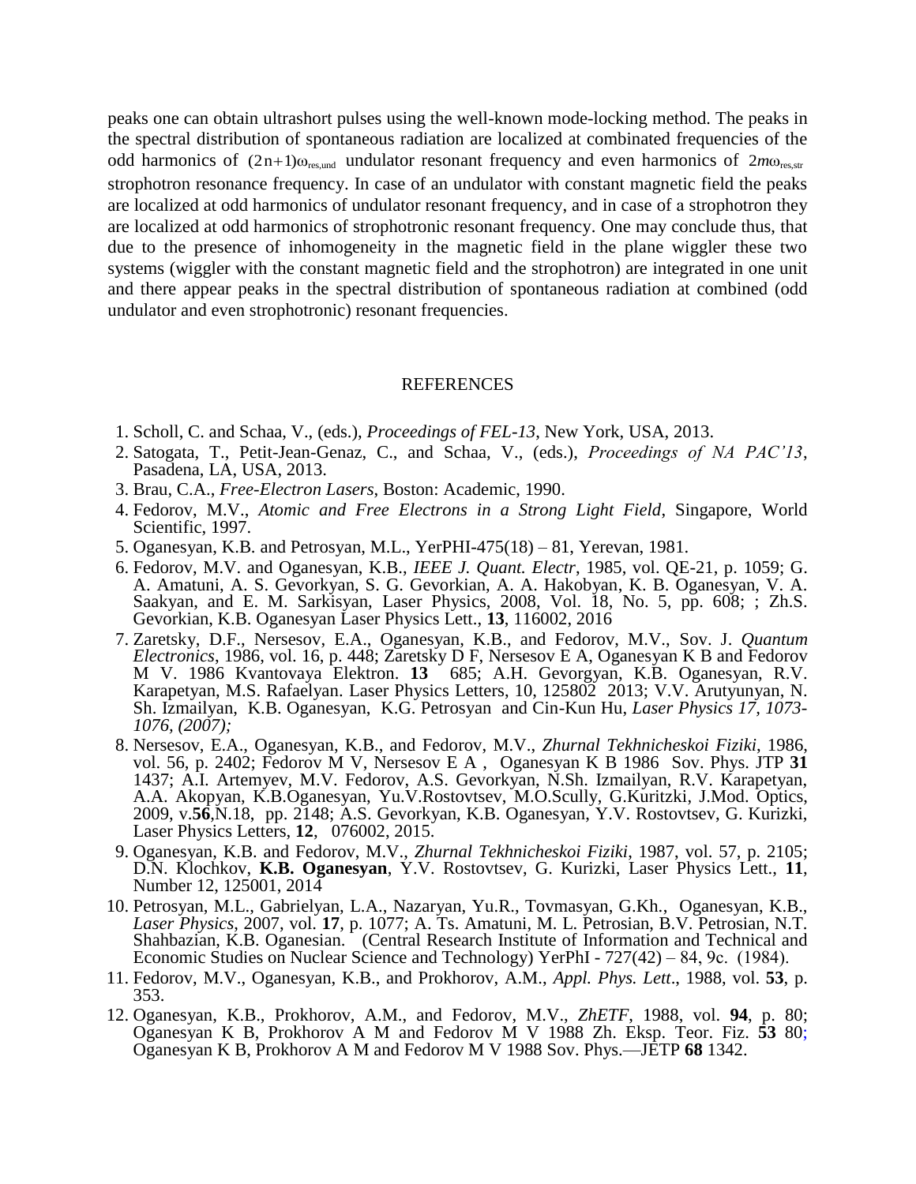peaks one can obtain ultrashort pulses using the well-known mode-locking method. The peaks in the spectral distribution of spontaneous radiation are localized at combinated frequencies of the odd harmonics of $(2n+1)\omega_{res,und}$ undulator resonant frequency and even harmonics of $2m\omega_{res,str}$ strophotron resonance frequency. In case of an undulator with constant magnetic field the peaks are localized at odd harmonics of undulator resonant frequency, and in case of a strophotron they are localized at odd harmonics of strophotronic resonant frequency. One may conclude thus, that due to the presence of inhomogeneity in the magnetic field in the plane wiggler these two systems (wiggler with the constant magnetic field and the strophotron) are integrated in one unit and there appear peaks in the spectral distribution of spontaneous radiation at combined (odd undulator and even strophotronic) resonant frequencies.

## REFERENCES

1. Scholl, C. and Schaa, V., (eds.), *Proceedings of FEL-13*, New York, USA, 2013.
2. Satogata, T., Petit-Jean-Genaz, C., and Schaa, V., (eds.), *Proceedings of NA PAC'13*, Pasadena, LA, USA, 2013.
3. Brau, C.A., *Free-Electron Lasers*, Boston: Academic, 1990.
4. Fedorov, M.V., *Atomic and Free Electrons in a Strong Light Field*, Singapore, World Scientific, 1997.
5. Oganesyan, K.B. and Petrosyan, M.L., YerPHI-475(18) – 81, Yerevan, 1981.
6. Fedorov, M.V. and Oganesyan, K.B., *IEEE J. Quant. Electr*, 1985, vol. QE-21, p. 1059; G. A. Amatuni, A. S. Gevorkyan, S. G. Gevorkian, A. A. Hakobyan, K. B. Oganesyan, V. A. Saakyan, and E. M. Sarkisyan, Laser Physics, 2008, Vol. 18, No. 5, pp. 608; ; Zh.S. Gevorkian, K.B. Oganesyan Laser Physics Lett., **13**, 116002, 2016
7. Zaretsky, D.F., Nersesov, E.A., Oganesyan, K.B., and Fedorov, M.V., Sov. J. *Quantum Electronics*, 1986, vol. 16, p. 448; Zaretsky D F, Nersesov E A, Oganesyan K B and Fedorov M V. 1986 Kvantovaya Elektron. **13** 685; A.H. Gevorgyan, K.B. Oganesyan, R.V. Karapetyan, M.S. Rafaelyan. Laser Physics Letters, 10, 125802 2013; V.V. Arutyunyan, N. Sh. Izmailyan, K.B. Oganesyan, K.G. Petrosyan and Cin-Kun Hu, *Laser Physics 17, 1073-1076, (2007);*
8. Nersesov, E.A., Oganesyan, K.B., and Fedorov, M.V., *Zhurnal Tekhnicheskoi Fiziki*, 1986, vol. 56, p. 2402; Fedorov M V, Nersesov E A , Oganesyan K B 1986 Sov. Phys. JTP **31** 1437; A.I. Artemyev, M.V. Fedorov, A.S. Gevorkyan, N.Sh. Izmailyan, R.V. Karapetyan, A.A. Akopyan, K.B.Oganesyan, Yu.V.Rostovtsev, M.O.Scully, G.Kuritzki, J.Mod. Optics, 2009, v.**56**,N.18, pp. 2148; A.S. Gevorkyan, K.B. Oganesyan, Y.V. Rostovtsev, G. Kurizki, Laser Physics Letters, **12**, 076002, 2015.
9. Oganesyan, K.B. and Fedorov, M.V., *Zhurnal Tekhnicheskoi Fiziki*, 1987, vol. 57, p. 2105; D.N. Klochkov, **K.B. Oganesyan**, Y.V. Rostovtsev, G. Kurizki, Laser Physics Lett., **11**, Number 12, 125001, 2014
10. Petrosyan, M.L., Gabrielyan, L.A., Nazaryan, Yu.R., Tovmasyan, G.Kh., Oganesyan, K.B., *Laser Physics*, 2007, vol. **17**, p. 1077; A. Ts. Amatuni, M. L. Petrosian, B.V. Petrosian, N.T. Shahbazian, K.B. Oganesian. (Central Research Institute of Information and Technical and Economic Studies on Nuclear Science and Technology) YerPhI - 727(42) – 84, 9c. (1984).
11. Fedorov, M.V., Oganesyan, K.B., and Prokhorov, A.M., *Appl. Phys. Lett*., 1988, vol. **53**, p. 353.
12. Oganesyan, K.B., Prokhorov, A.M., and Fedorov, M.V., *ZhETF*, 1988, vol. **94**, p. 80; Oganesyan K B, Prokhorov A M and Fedorov M V 1988 Zh. Eksp. Teor. Fiz. **53** 80; Oganesyan K B, Prokhorov A M and Fedorov M V 1988 Sov. Phys.—JETP **68** 1342.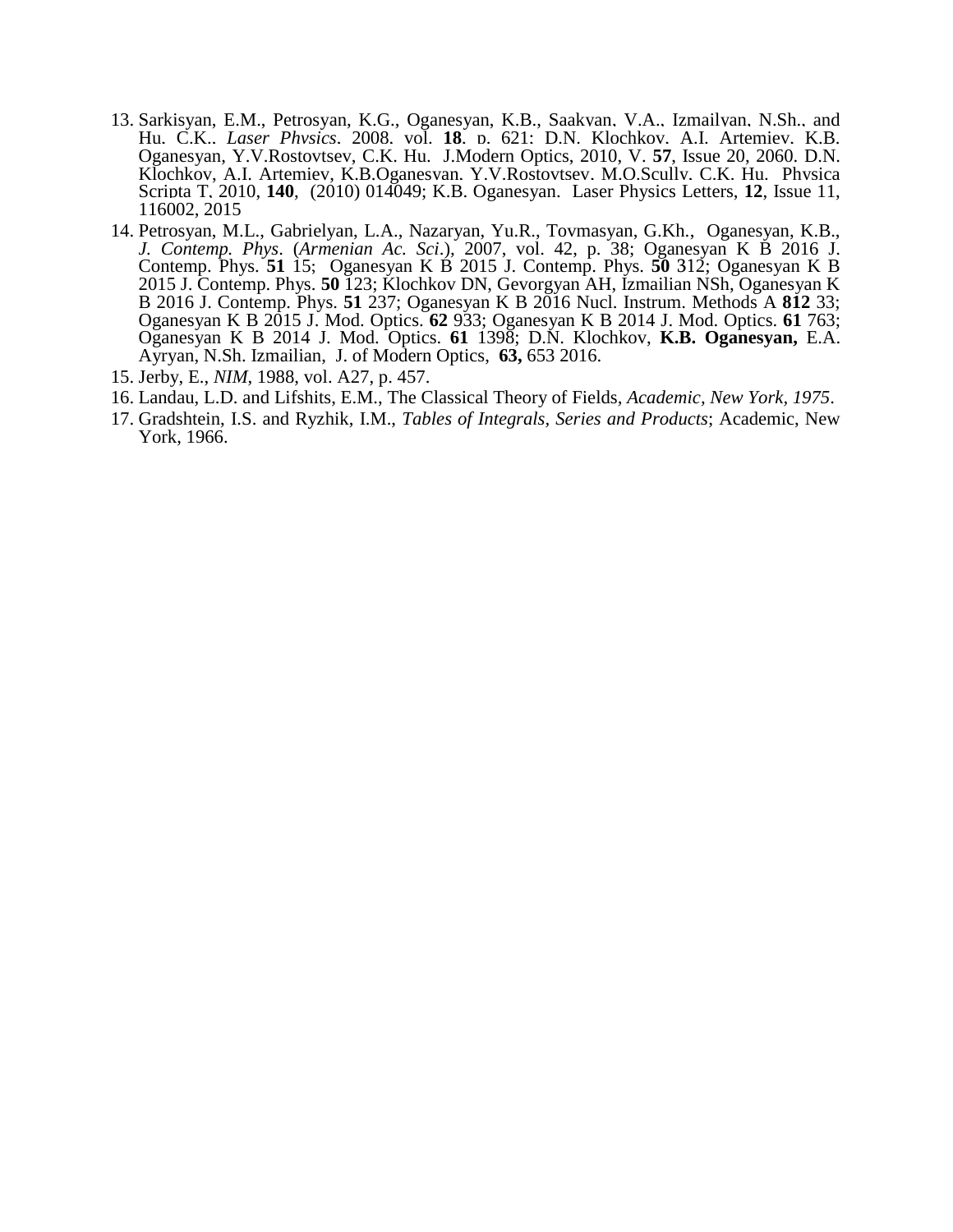13. Sarkisyan, E.M., Petrosyan, K.G., Oganesyan, K.B., Saakyan, V.A., Izmailyan, N.Sh., and Hu, C.K., *Laser Physics*, 2008, vol. **18**, p. 621; D.N. Klochkov, A.I. Artemiev, K.B. Oganesyan, Y.V.Rostovtsev, C.K. Hu. J.Modern Optics, 2010, V. **57**, Issue 20, 2060. D.N. Klochkov, A.I. Artemiev, K.B.Oganesyan, Y.V.Rostovtsev, M.O.Scully, C.K. Hu. Physica Scripta T, 2010, **140**, (2010) 014049; K.B. Oganesyan. Laser Physics Letters, **12**, Issue 11, 116002, 2015
14. Petrosyan, M.L., Gabrielyan, L.A., Nazaryan, Yu.R., Tovmasyan, G.Kh., Oganesyan, K.B., *J. Contemp. Phys*. (*Armenian Ac. Sci*.), 2007, vol. 42, p. 38; Oganesyan K B 2016 J. Contemp. Phys. **51** 15; Oganesyan K B 2015 J. Contemp. Phys. **50** 312; Oganesyan K B 2015 J. Contemp. Phys. **50** 123; Klochkov DN, Gevorgyan AH, Izmailian NSh, Oganesyan K B 2016 J. Contemp. Phys. **51** 237; Oganesyan K B 2016 Nucl. Instrum. Methods A **812** 33; Oganesyan K B 2015 J. Mod. Optics. **62** 933; Oganesyan K B 2014 J. Mod. Optics. **61** 763; Oganesyan K B 2014 J. Mod. Optics. **61** 1398; D.N. Klochkov, **K.B. Oganesyan,** E.A. Ayryan, N.Sh. Izmailian, J. of Modern Optics, **63,** 653 2016.
15. Jerby, E., *NIM*, 1988, vol. A27, p. 457.
16. Landau, L.D. and Lifshits, E.M., The Classical Theory of Fields, *Academic, New York, 1975*.
17. Gradshtein, I.S. and Ryzhik, I.M., *Tables of Integrals, Series and Products*; Academic, New York, 1966.